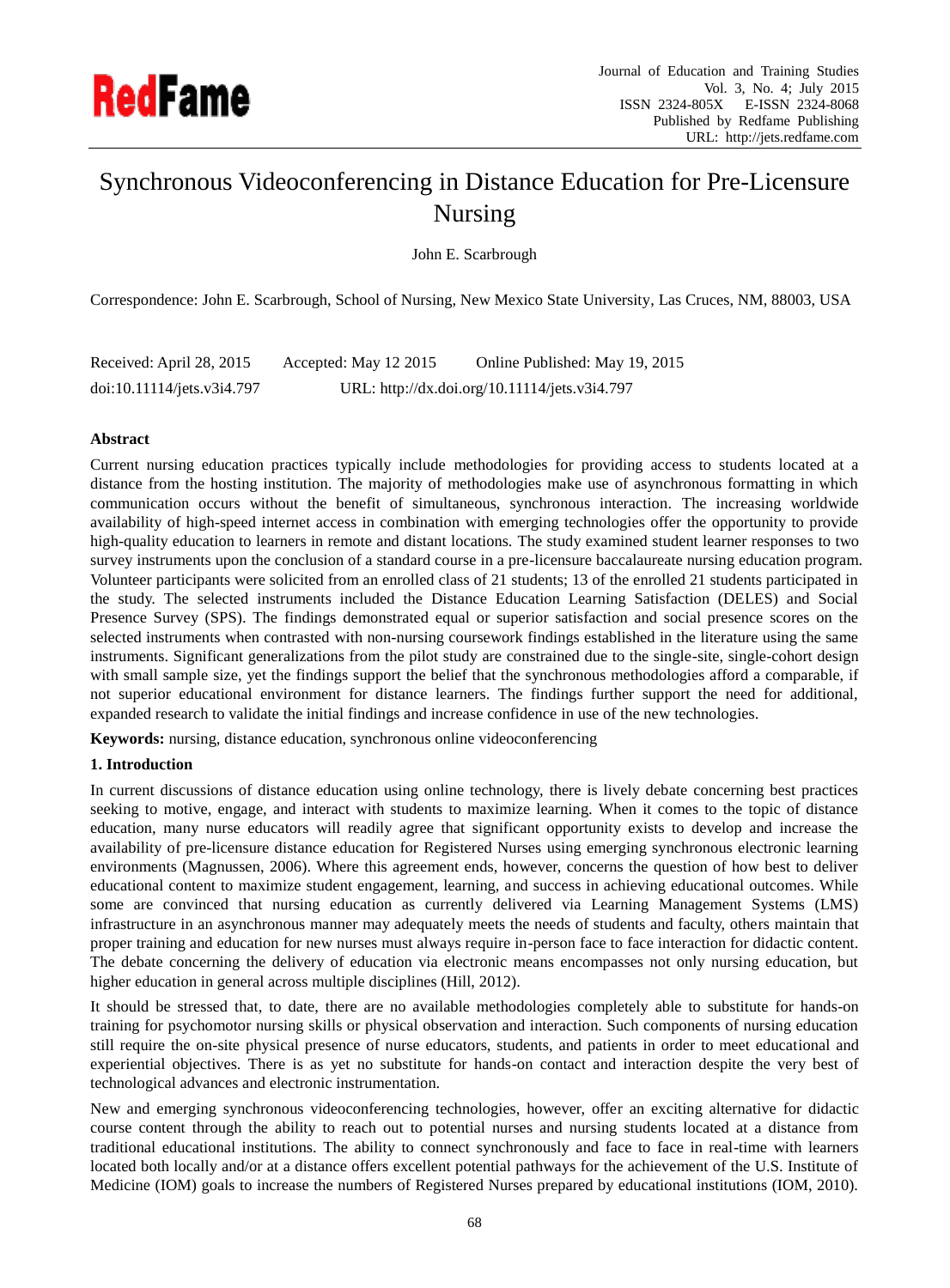# Synchronous Videoconferencing in Distance Education for Pre-Licensure Nursing

John E. Scarbrough

Correspondence: John E. Scarbrough, School of Nursing, New Mexico State University, Las Cruces, NM, 88003, USA

Received: April 28, 2015  Accepted: May 12 2015  Online Published: May 19, 2015

doi:10.11114/jets.v3i4.797  URL: http://dx.doi.org/10.11114/jets.v3i4.797

**Abstract**

Current nursing education practices typically include methodologies for providing access to students located at a distance from the hosting institution. The majority of methodologies make use of asynchronous formatting in which communication occurs without the benefit of simultaneous, synchronous interaction. The increasing worldwide availability of high-speed internet access in combination with emerging technologies offer the opportunity to provide high-quality education to learners in remote and distant locations. The study examined student learner responses to two survey instruments upon the conclusion of a standard course in a pre-licensure baccalaureate nursing education program. Volunteer participants were solicited from an enrolled class of 21 students; 13 of the enrolled 21 students participated in the study. The selected instruments included the Distance Education Learning Satisfaction (DELES) and Social Presence Survey (SPS). The findings demonstrated equal or superior satisfaction and social presence scores on the selected instruments when contrasted with non-nursing coursework findings established in the literature using the same instruments. Significant generalizations from the pilot study are constrained due to the single-site, single-cohort design with small sample size, yet the findings support the belief that the synchronous methodologies afford a comparable, if not superior educational environment for distance learners. The findings further support the need for additional, expanded research to validate the initial findings and increase confidence in use of the new technologies.

**Keywords:** nursing, distance education, synchronous online videoconferencing

## 1. Introduction

In current discussions of distance education using online technology, there is lively debate concerning best practices seeking to motive, engage, and interact with students to maximize learning. When it comes to the topic of distance education, many nurse educators will readily agree that significant opportunity exists to develop and increase the availability of pre-licensure distance education for Registered Nurses using emerging synchronous electronic learning environments (Magnussen, 2006). Where this agreement ends, however, concerns the question of how best to deliver educational content to maximize student engagement, learning, and success in achieving educational outcomes. While some are convinced that nursing education as currently delivered via Learning Management Systems (LMS) infrastructure in an asynchronous manner may adequately meets the needs of students and faculty, others maintain that proper training and education for new nurses must always require in-person face to face interaction for didactic content. The debate concerning the delivery of education via electronic means encompasses not only nursing education, but higher education in general across multiple disciplines (Hill, 2012).

It should be stressed that, to date, there are no available methodologies completely able to substitute for hands-on training for psychomotor nursing skills or physical observation and interaction. Such components of nursing education still require the on-site physical presence of nurse educators, students, and patients in order to meet educational and experiential objectives. There is as yet no substitute for hands-on contact and interaction despite the very best of technological advances and electronic instrumentation.

New and emerging synchronous videoconferencing technologies, however, offer an exciting alternative for didactic course content through the ability to reach out to potential nurses and nursing students located at a distance from traditional educational institutions. The ability to connect synchronously and face to face in real-time with learners located both locally and/or at a distance offers excellent potential pathways for the achievement of the U.S. Institute of Medicine (IOM) goals to increase the numbers of Registered Nurses prepared by educational institutions (IOM, 2010).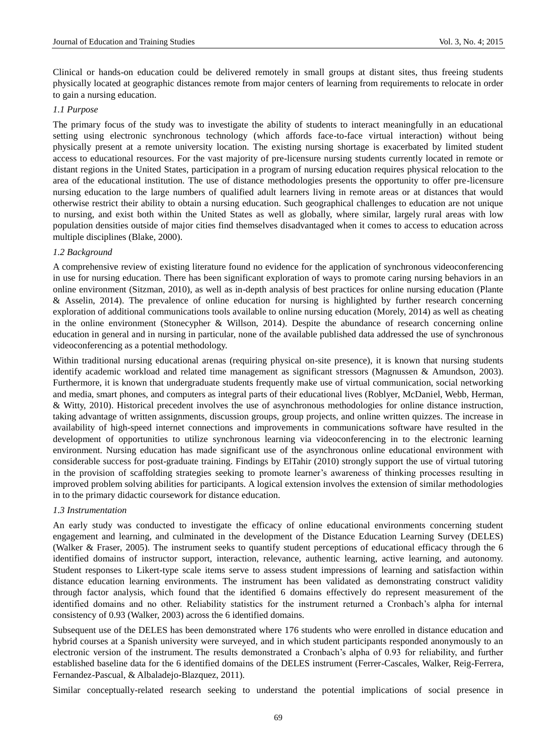Clinical or hands-on education could be delivered remotely in small groups at distant sites, thus freeing students physically located at geographic distances remote from major centers of learning from requirements to relocate in order to gain a nursing education.

### *1.1 Purpose*

The primary focus of the study was to investigate the ability of students to interact meaningfully in an educational setting using electronic synchronous technology (which affords face-to-face virtual interaction) without being physically present at a remote university location. The existing nursing shortage is exacerbated by limited student access to educational resources. For the vast majority of pre-licensure nursing students currently located in remote or distant regions in the United States, participation in a program of nursing education requires physical relocation to the area of the educational institution. The use of distance methodologies presents the opportunity to offer pre-licensure nursing education to the large numbers of qualified adult learners living in remote areas or at distances that would otherwise restrict their ability to obtain a nursing education. Such geographical challenges to education are not unique to nursing, and exist both within the United States as well as globally, where similar, largely rural areas with low population densities outside of major cities find themselves disadvantaged when it comes to access to education across multiple disciplines (Blake, 2000).

### *1.2 Background*

A comprehensive review of existing literature found no evidence for the application of synchronous videoconferencing in use for nursing education. There has been significant exploration of ways to promote caring nursing behaviors in an online environment (Sitzman, 2010), as well as in-depth analysis of best practices for online nursing education (Plante & Asselin, 2014). The prevalence of online education for nursing is highlighted by further research concerning exploration of additional communications tools available to online nursing education (Morely, 2014) as well as cheating in the online environment (Stonecypher & Willson, 2014). Despite the abundance of research concerning online education in general and in nursing in particular, none of the available published data addressed the use of synchronous videoconferencing as a potential methodology.

Within traditional nursing educational arenas (requiring physical on-site presence), it is known that nursing students identify academic workload and related time management as significant stressors (Magnussen & Amundson, 2003). Furthermore, it is known that undergraduate students frequently make use of virtual communication, social networking and media, smart phones, and computers as integral parts of their educational lives (Roblyer, McDaniel, Webb, Herman, & Witty, 2010). Historical precedent involves the use of asynchronous methodologies for online distance instruction, taking advantage of written assignments, discussion groups, group projects, and online written quizzes. The increase in availability of high-speed internet connections and improvements in communications software have resulted in the development of opportunities to utilize synchronous learning via videoconferencing in to the electronic learning environment. Nursing education has made significant use of the asynchronous online educational environment with considerable success for post-graduate training. Findings by ElTahir (2010) strongly support the use of virtual tutoring in the provision of scaffolding strategies seeking to promote learner's awareness of thinking processes resulting in improved problem solving abilities for participants. A logical extension involves the extension of similar methodologies in to the primary didactic coursework for distance education.

### *1.3 Instrumentation*

An early study was conducted to investigate the efficacy of online educational environments concerning student engagement and learning, and culminated in the development of the Distance Education Learning Survey (DELES) (Walker & Fraser, 2005). The instrument seeks to quantify student perceptions of educational efficacy through the 6 identified domains of instructor support, interaction, relevance, authentic learning, active learning, and autonomy. Student responses to Likert-type scale items serve to assess student impressions of learning and satisfaction within distance education learning environments. The instrument has been validated as demonstrating construct validity through factor analysis, which found that the identified 6 domains effectively do represent measurement of the identified domains and no other. Reliability statistics for the instrument returned a Cronbach's alpha for internal consistency of 0.93 (Walker, 2003) across the 6 identified domains.

Subsequent use of the DELES has been demonstrated where 176 students who were enrolled in distance education and hybrid courses at a Spanish university were surveyed, and in which student participants responded anonymously to an electronic version of the instrument. The results demonstrated a Cronbach's alpha of 0.93 for reliability, and further established baseline data for the 6 identified domains of the DELES instrument (Ferrer-Cascales, Walker, Reig-Ferrera, Fernandez-Pascual, & Albaladejo-Blazquez, 2011).

Similar conceptually-related research seeking to understand the potential implications of social presence in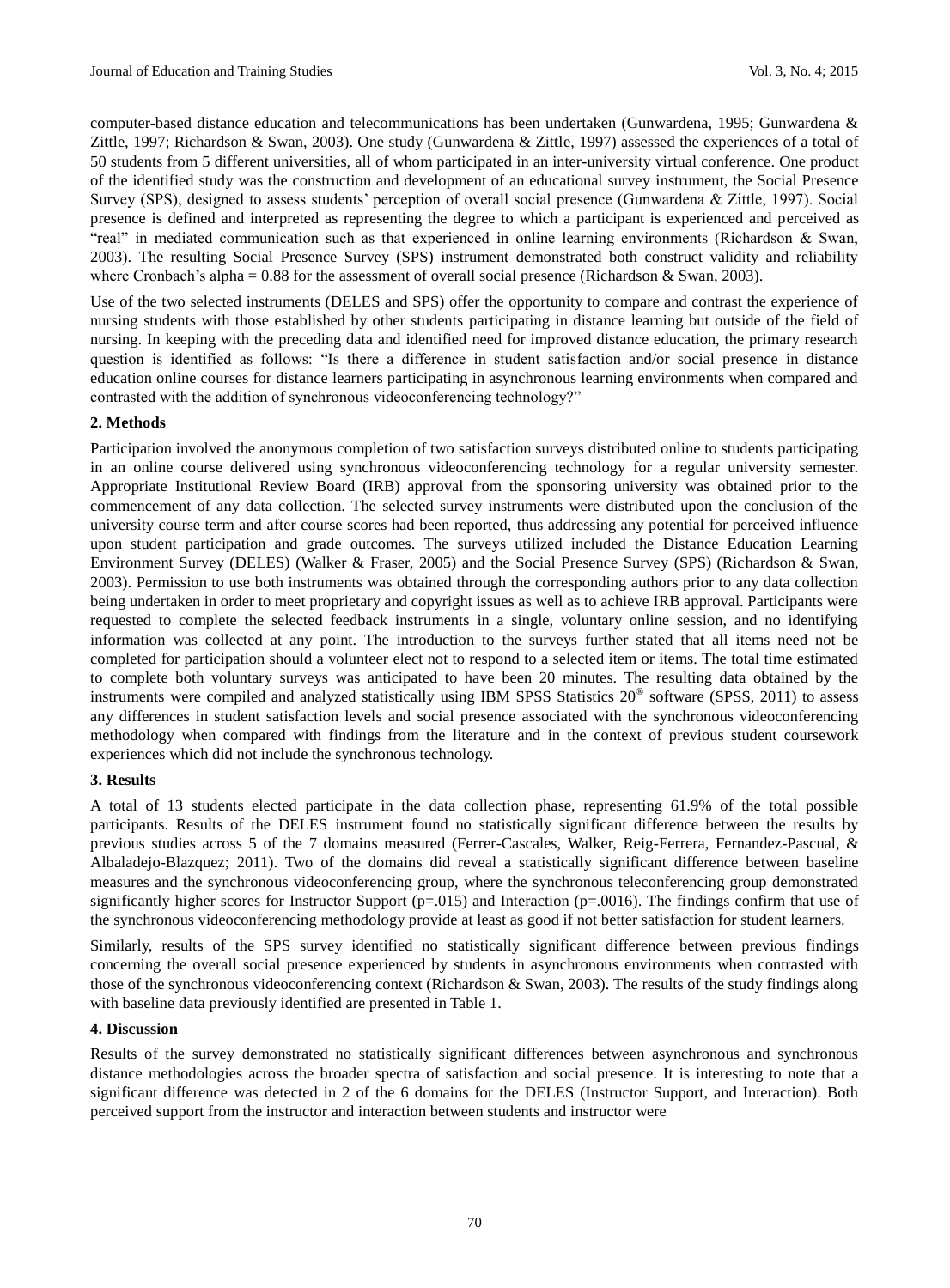computer-based distance education and telecommunications has been undertaken (Gunwardena, 1995; Gunwardena & Zittle, 1997; Richardson & Swan, 2003). One study (Gunwardena & Zittle, 1997) assessed the experiences of a total of 50 students from 5 different universities, all of whom participated in an inter-university virtual conference. One product of the identified study was the construction and development of an educational survey instrument, the Social Presence Survey (SPS), designed to assess students' perception of overall social presence (Gunwardena & Zittle, 1997). Social presence is defined and interpreted as representing the degree to which a participant is experienced and perceived as "real" in mediated communication such as that experienced in online learning environments (Richardson & Swan, 2003). The resulting Social Presence Survey (SPS) instrument demonstrated both construct validity and reliability where Cronbach's alpha = 0.88 for the assessment of overall social presence (Richardson & Swan, 2003).

Use of the two selected instruments (DELES and SPS) offer the opportunity to compare and contrast the experience of nursing students with those established by other students participating in distance learning but outside of the field of nursing. In keeping with the preceding data and identified need for improved distance education, the primary research question is identified as follows: "Is there a difference in student satisfaction and/or social presence in distance education online courses for distance learners participating in asynchronous learning environments when compared and contrasted with the addition of synchronous videoconferencing technology?"

## 2. Methods

Participation involved the anonymous completion of two satisfaction surveys distributed online to students participating in an online course delivered using synchronous videoconferencing technology for a regular university semester. Appropriate Institutional Review Board (IRB) approval from the sponsoring university was obtained prior to the commencement of any data collection. The selected survey instruments were distributed upon the conclusion of the university course term and after course scores had been reported, thus addressing any potential for perceived influence upon student participation and grade outcomes. The surveys utilized included the Distance Education Learning Environment Survey (DELES) (Walker & Fraser, 2005) and the Social Presence Survey (SPS) (Richardson & Swan, 2003). Permission to use both instruments was obtained through the corresponding authors prior to any data collection being undertaken in order to meet proprietary and copyright issues as well as to achieve IRB approval. Participants were requested to complete the selected feedback instruments in a single, voluntary online session, and no identifying information was collected at any point. The introduction to the surveys further stated that all items need not be completed for participation should a volunteer elect not to respond to a selected item or items. The total time estimated to complete both voluntary surveys was anticipated to have been 20 minutes. The resulting data obtained by the instruments were compiled and analyzed statistically using IBM SPSS Statistics 20® software (SPSS, 2011) to assess any differences in student satisfaction levels and social presence associated with the synchronous videoconferencing methodology when compared with findings from the literature and in the context of previous student coursework experiences which did not include the synchronous technology.

## 3. Results

A total of 13 students elected participate in the data collection phase, representing 61.9% of the total possible participants. Results of the DELES instrument found no statistically significant difference between the results by previous studies across 5 of the 7 domains measured (Ferrer-Cascales, Walker, Reig-Ferrera, Fernandez-Pascual, & Albaladejo-Blazquez; 2011). Two of the domains did reveal a statistically significant difference between baseline measures and the synchronous videoconferencing group, where the synchronous teleconferencing group demonstrated significantly higher scores for Instructor Support ($p=.015$) and Interaction ($p=.0016$). The findings confirm that use of the synchronous videoconferencing methodology provide at least as good if not better satisfaction for student learners.

Similarly, results of the SPS survey identified no statistically significant difference between previous findings concerning the overall social presence experienced by students in asynchronous environments when contrasted with those of the synchronous videoconferencing context (Richardson & Swan, 2003). The results of the study findings along with baseline data previously identified are presented in Table 1.

## 4. Discussion

Results of the survey demonstrated no statistically significant differences between asynchronous and synchronous distance methodologies across the broader spectra of satisfaction and social presence. It is interesting to note that a significant difference was detected in 2 of the 6 domains for the DELES (Instructor Support, and Interaction). Both perceived support from the instructor and interaction between students and instructor were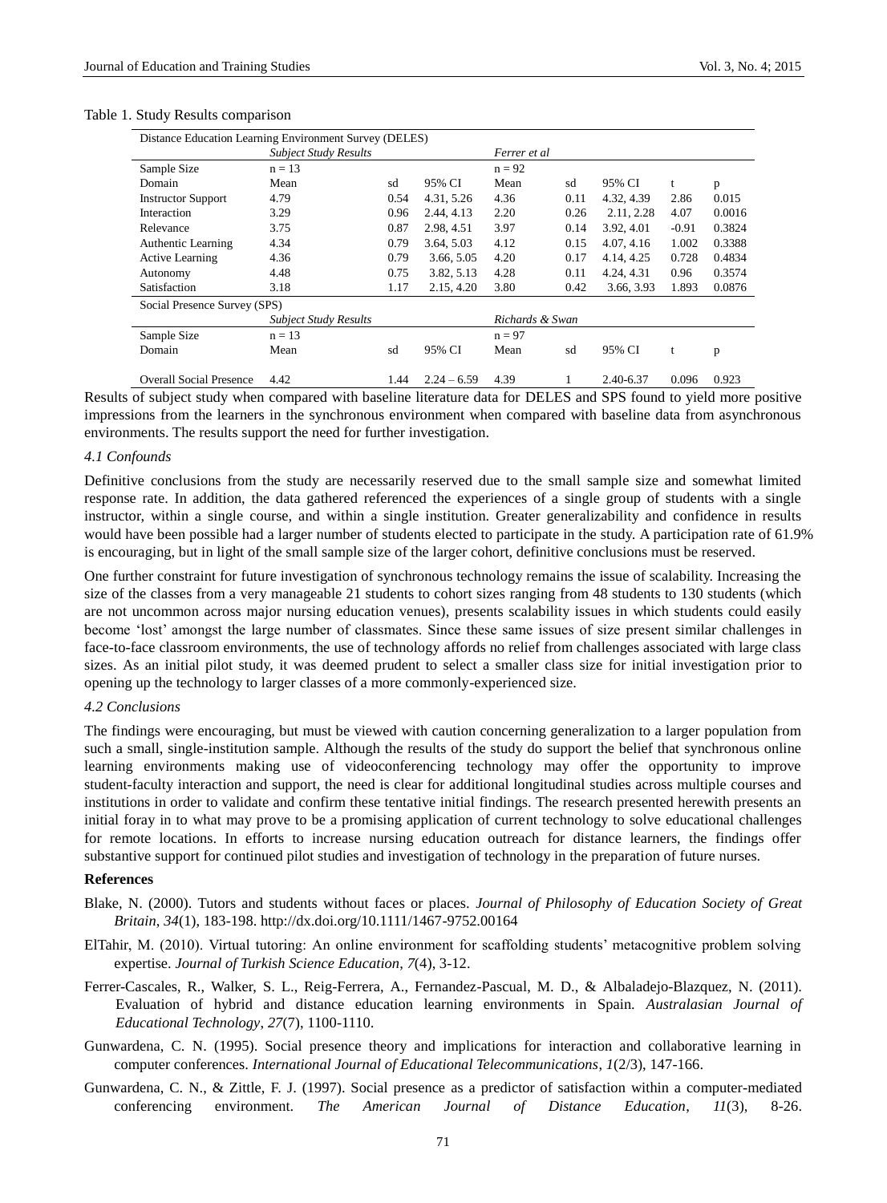Table 1. Study Results comparison

| Distance Education Learning Environment Survey (DELES) | | | | | | | | |
|---|---|---|---|---|---|---|---|---|
| | *Subject Study Results* | | | *Ferrer et al* | | | | |
| Sample Size | n = 13 | | | n = 92 | | | | |
| Domain | Mean | sd | 95% CI | Mean | sd | 95% CI | t | p |
| Instructor Support | 4.79 | 0.54 | 4.31, 5.26 | 4.36 | 0.11 | 4.32, 4.39 | 2.86 | 0.015 |
| Interaction | 3.29 | 0.96 | 2.44, 4.13 | 2.20 | 0.26 | 2.11, 2.28 | 4.07 | 0.0016 |
| Relevance | 3.75 | 0.87 | 2.98, 4.51 | 3.97 | 0.14 | 3.92, 4.01 | -0.91 | 0.3824 |
| Authentic Learning | 4.34 | 0.79 | 3.64, 5.03 | 4.12 | 0.15 | 4.07, 4.16 | 1.002 | 0.3388 |
| Active Learning | 4.36 | 0.79 | 3.66, 5.05 | 4.20 | 0.17 | 4.14, 4.25 | 0.728 | 0.4834 |
| Autonomy | 4.48 | 0.75 | 3.82, 5.13 | 4.28 | 0.11 | 4.24, 4.31 | 0.96 | 0.3574 |
| Satisfaction | 3.18 | 1.17 | 2.15, 4.20 | 3.80 | 0.42 | 3.66, 3.93 | 1.893 | 0.0876 |
| **Social Presence Survey (SPS)** | | | | | | | | |
| | *Subject Study Results* | | | *Richards & Swan* | | | | |
| Sample Size | n = 13 | | | n = 97 | | | | |
| Domain | Mean | sd | 95% CI | Mean | sd | 95% CI | t | p |
| Overall Social Presence | 4.42 | 1.44 | 2.24 – 6.59 | 4.39 | 1 | 2.40-6.37 | 0.096 | 0.923 |

Results of subject study when compared with baseline literature data for DELES and SPS found to yield more positive impressions from the learners in the synchronous environment when compared with baseline data from asynchronous environments. The results support the need for further investigation.

### *4.1 Confounds*

Definitive conclusions from the study are necessarily reserved due to the small sample size and somewhat limited response rate. In addition, the data gathered referenced the experiences of a single group of students with a single instructor, within a single course, and within a single institution. Greater generalizability and confidence in results would have been possible had a larger number of students elected to participate in the study. A participation rate of 61.9% is encouraging, but in light of the small sample size of the larger cohort, definitive conclusions must be reserved.

One further constraint for future investigation of synchronous technology remains the issue of scalability. Increasing the size of the classes from a very manageable 21 students to cohort sizes ranging from 48 students to 130 students (which are not uncommon across major nursing education venues), presents scalability issues in which students could easily become 'lost' amongst the large number of classmates. Since these same issues of size present similar challenges in face-to-face classroom environments, the use of technology affords no relief from challenges associated with large class sizes. As an initial pilot study, it was deemed prudent to select a smaller class size for initial investigation prior to opening up the technology to larger classes of a more commonly-experienced size.

### *4.2 Conclusions*

The findings were encouraging, but must be viewed with caution concerning generalization to a larger population from such a small, single-institution sample. Although the results of the study do support the belief that synchronous online learning environments making use of videoconferencing technology may offer the opportunity to improve student-faculty interaction and support, the need is clear for additional longitudinal studies across multiple courses and institutions in order to validate and confirm these tentative initial findings. The research presented herewith presents an initial foray in to what may prove to be a promising application of current technology to solve educational challenges for remote locations. In efforts to increase nursing education outreach for distance learners, the findings offer substantive support for continued pilot studies and investigation of technology in the preparation of future nurses.

## References

Blake, N. (2000). Tutors and students without faces or places. *Journal of Philosophy of Education Society of Great Britain*, *34*(1), 183-198. http://dx.doi.org/10.1111/1467-9752.00164

ElTahir, M. (2010). Virtual tutoring: An online environment for scaffolding students' metacognitive problem solving expertise. *Journal of Turkish Science Education*, *7*(4), 3-12.

Ferrer-Cascales, R., Walker, S. L., Reig-Ferrera, A., Fernandez-Pascual, M. D., & Albaladejo-Blazquez, N. (2011). Evaluation of hybrid and distance education learning environments in Spain. *Australasian Journal of Educational Technology*, *27*(7), 1100-1110.

Gunwardena, C. N. (1995). Social presence theory and implications for interaction and collaborative learning in computer conferences. *International Journal of Educational Telecommunications*, *1*(2/3), 147-166.

Gunwardena, C. N., & Zittle, F. J. (1997). Social presence as a predictor of satisfaction within a computer-mediated conferencing environment. *The American Journal of Distance Education*, *11*(3), 8-26.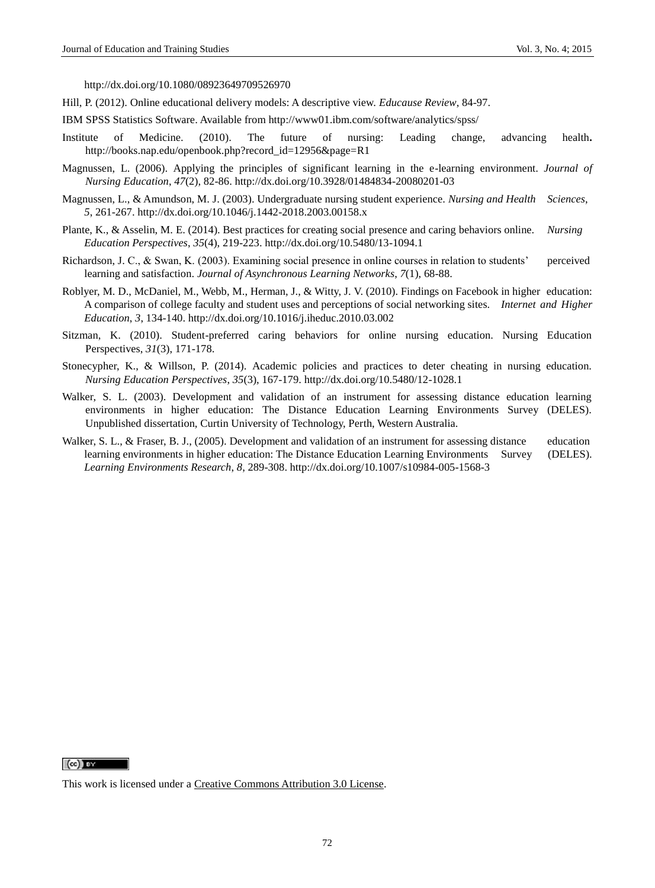http://dx.doi.org/10.1080/08923649709526970

Hill, P. (2012). Online educational delivery models: A descriptive view. *Educause Review*, 84-97.

IBM SPSS Statistics Software. Available from http://www01.ibm.com/software/analytics/spss/

Institute of Medicine. (2010). The future of nursing: Leading change, advancing health**.** http://books.nap.edu/openbook.php?record_id=12956&page=R1

Magnussen, L. (2006). Applying the principles of significant learning in the e-learning environment. *Journal of Nursing Education*, *47*(2), 82-86. http://dx.doi.org/10.3928/01484834-20080201-03

Magnussen, L., & Amundson, M. J. (2003). Undergraduate nursing student experience. *Nursing and Health Sciences*, *5*, 261-267. http://dx.doi.org/10.1046/j.1442-2018.2003.00158.x

Plante, K., & Asselin, M. E. (2014). Best practices for creating social presence and caring behaviors online. *Nursing Education Perspectives*, *35*(4), 219-223. http://dx.doi.org/10.5480/13-1094.1

Richardson, J. C., & Swan, K. (2003). Examining social presence in online courses in relation to students' perceived learning and satisfaction. *Journal of Asynchronous Learning Networks*, *7*(1), 68-88.

Roblyer, M. D., McDaniel, M., Webb, M., Herman, J., & Witty, J. V. (2010). Findings on Facebook in higher education: A comparison of college faculty and student uses and perceptions of social networking sites. *Internet and Higher Education*, *3*, 134-140. http://dx.doi.org/10.1016/j.iheduc.2010.03.002

Sitzman, K. (2010). Student-preferred caring behaviors for online nursing education. Nursing Education Perspectives, *31*(3), 171-178.

Stonecypher, K., & Willson, P. (2014). Academic policies and practices to deter cheating in nursing education. *Nursing Education Perspectives*, *35*(3), 167-179. http://dx.doi.org/10.5480/12-1028.1

Walker, S. L. (2003). Development and validation of an instrument for assessing distance education learning environments in higher education: The Distance Education Learning Environments Survey (DELES). Unpublished dissertation, Curtin University of Technology, Perth, Western Australia.

Walker, S. L., & Fraser, B. J., (2005). Development and validation of an instrument for assessing distance education learning environments in higher education: The Distance Education Learning Environments Survey (DELES). *Learning Environments Research*, *8*, 289-308. http://dx.doi.org/10.1007/s10984-005-1568-3

This work is licensed under a Creative Commons Attribution 3.0 License.